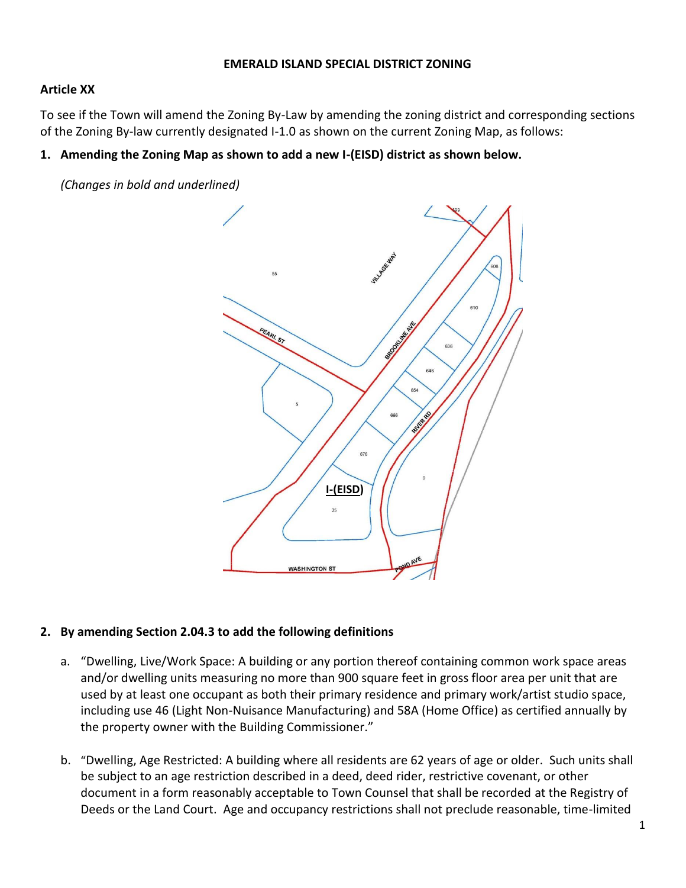**EMERALD ISLAND SPECIAL DISTRICT ZONING**

**Article XX**

To see if the Town will amend the Zoning By-Law by amending the zoning district and corresponding sections of the Zoning By-law currently designated I-1.0 as shown on the current Zoning Map, as follows:

1. **Amending the Zoning Map as shown to add a new I-(EISD) district as shown below.**

   *(Changes in bold and underlined)*

2. **By amending Section 2.04.3 to add the following definitions**

   a. "Dwelling, Live/Work Space: A building or any portion thereof containing common work space areas and/or dwelling units measuring no more than 900 square feet in gross floor area per unit that are used by at least one occupant as both their primary residence and primary work/artist studio space, including use 46 (Light Non-Nuisance Manufacturing) and 58A (Home Office) as certified annually by the property owner with the Building Commissioner."

   b. "Dwelling, Age Restricted: A building where all residents are 62 years of age or older. Such units shall be subject to an age restriction described in a deed, deed rider, restrictive covenant, or other document in a form reasonably acceptable to Town Counsel that shall be recorded at the Registry of Deeds or the Land Court. Age and occupancy restrictions shall not preclude reasonable, time-limited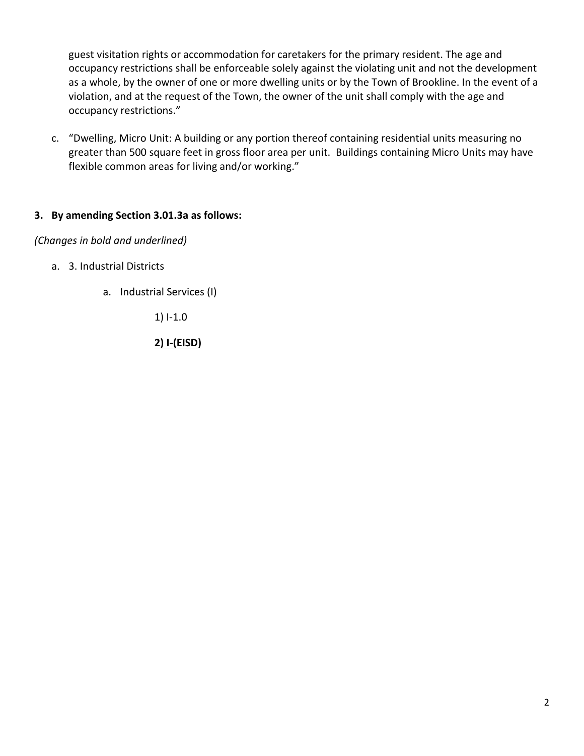guest visitation rights or accommodation for caretakers for the primary resident. The age and occupancy restrictions shall be enforceable solely against the violating unit and not the development as a whole, by the owner of one or more dwelling units or by the Town of Brookline. In the event of a violation, and at the request of the Town, the owner of the unit shall comply with the age and occupancy restrictions."

c. "Dwelling, Micro Unit: A building or any portion thereof containing residential units measuring no greater than 500 square feet in gross floor area per unit. Buildings containing Micro Units may have flexible common areas for living and/or working."

**3. By amending Section 3.01.3a as follows:**

*(Changes in bold and underlined)*

a. 3. Industrial Districts

   a. Industrial Services (I)

      1) I-1.0

      **<u>2) I-(EISD)</u>**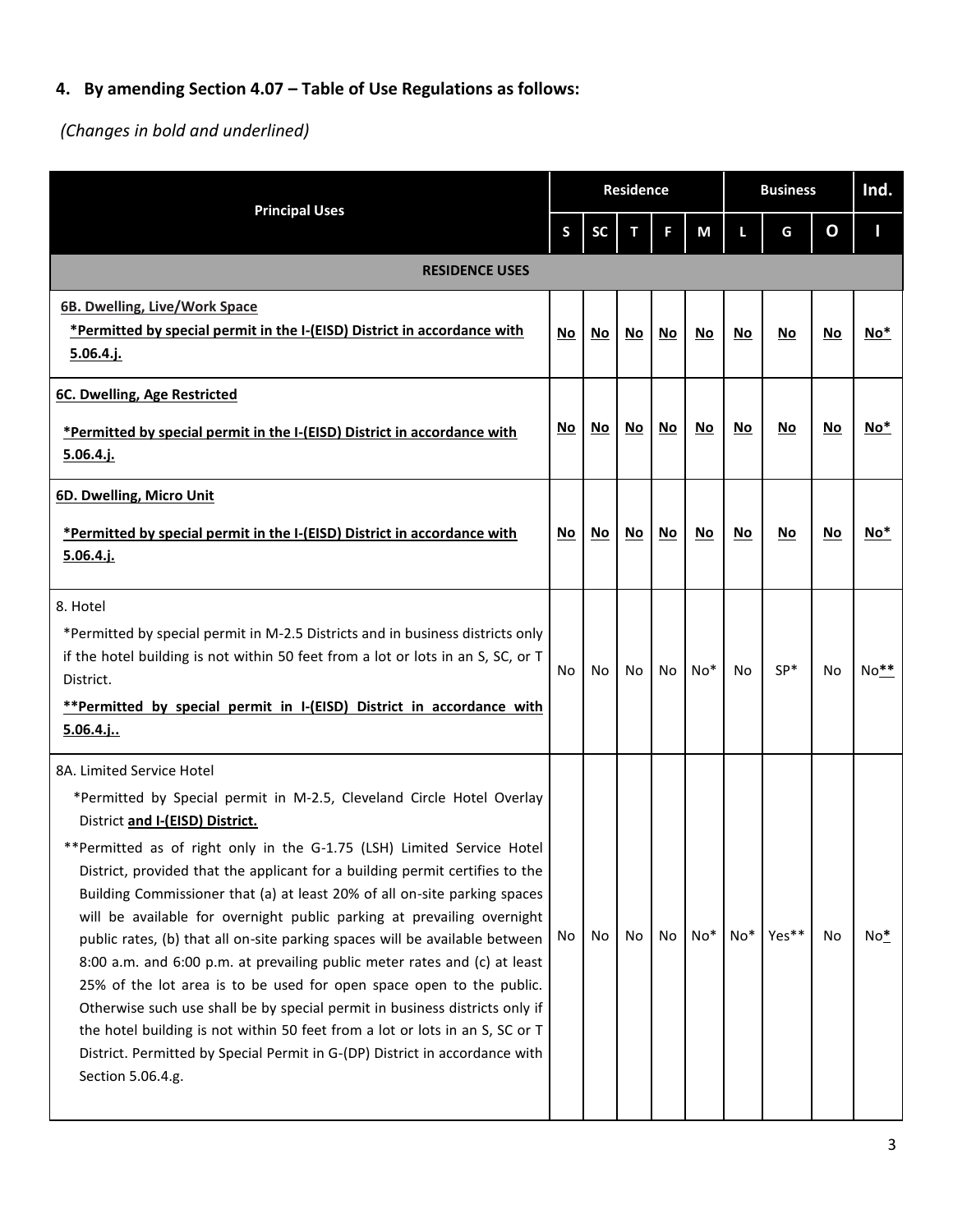## 4. By amending Section 4.07 – Table of Use Regulations as follows:

*(Changes in bold and underlined)*

| Principal Uses | Residence | | | | | Business | | | Ind. |
|---|---|---|---|---|---|---|---|---|---|
| | S | SC | T | F | M | L | G | O | I |
| **RESIDENCE USES** | | | | | | | | | |
| **6B. Dwelling, Live/Work Space** **\*Permitted by special permit in the I-(EISD) District in accordance with 5.06.4.j.** | **No** | **No** | **No** | **No** | **No** | **No** | **No** | **No** | **No\*** |
| **6C. Dwelling, Age Restricted** **\*Permitted by special permit in the I-(EISD) District in accordance with 5.06.4.j.** | **No** | **No** | **No** | **No** | **No** | **No** | **No** | **No** | **No\*** |
| **6D. Dwelling, Micro Unit** **\*Permitted by special permit in the I-(EISD) District in accordance with 5.06.4.j.** | **No** | **No** | **No** | **No** | **No** | **No** | **No** | **No** | **No\*** |
| 8. Hotel *Permitted by special permit in M-2.5 Districts and in business districts only if the hotel building is not within 50 feet from a lot or lots in an S, SC, or T District. **\*\*Permitted by special permit in I-(EISD) District in accordance with 5.06.4.j..** | No | No | No | No | No* | No | SP* | No | No**\*\*** |
| 8A. Limited Service Hotel *Permitted by Special permit in M-2.5, Cleveland Circle Hotel Overlay District **and I-(EISD) District.** **Permitted as of right only in the G-1.75 (LSH) Limited Service Hotel District, provided that the applicant for a building permit certifies to the Building Commissioner that (a) at least 20% of all on-site parking spaces will be available for overnight public parking at prevailing overnight public rates, (b) that all on-site parking spaces will be available between 8:00 a.m. and 6:00 p.m. at prevailing public meter rates and (c) at least 25% of the lot area is to be used for open space open to the public. Otherwise such use shall be by special permit in business districts only if the hotel building is not within 50 feet from a lot or lots in an S, SC or T District. Permitted by Special Permit in G-(DP) District in accordance with Section 5.06.4.g. | No | No | No | No | No* | No* | Yes** | No | No**\*** |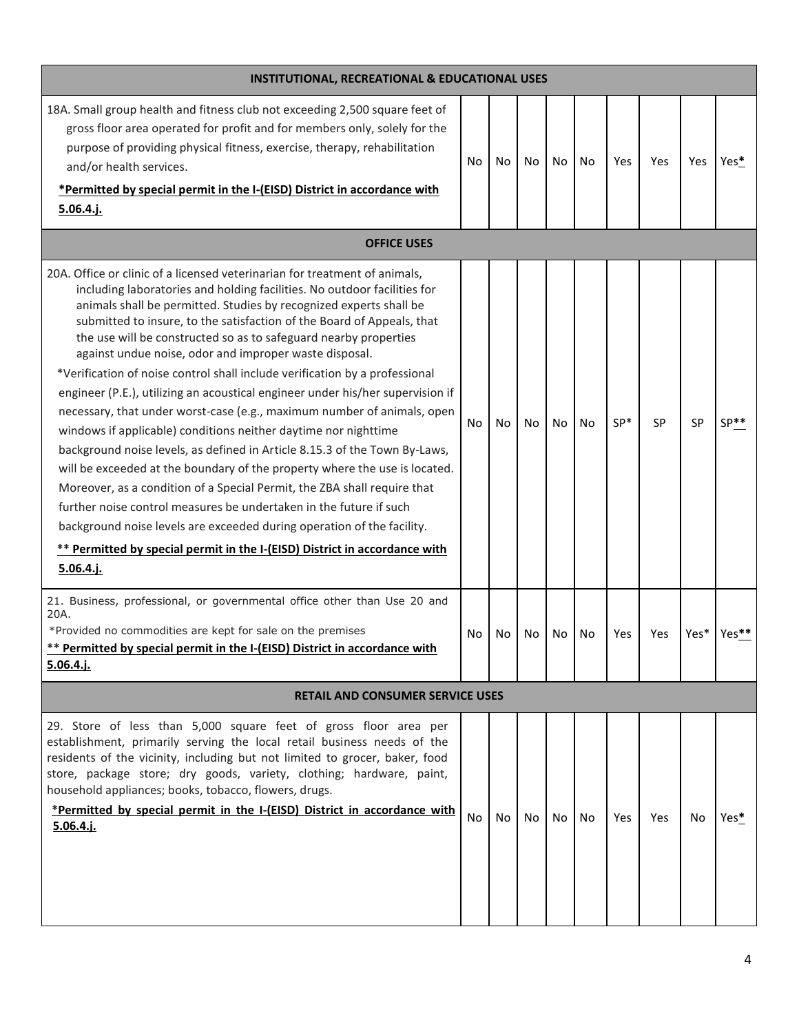| | | | | | | | | | |
|---|---|---|---|---|---|---|---|---|---|
| **INSTITUTIONAL, RECREATIONAL & EDUCATIONAL USES** | | | | | | | | | |
| 18A. Small group health and fitness club not exceeding 2,500 square feet of gross floor area operated for profit and for members only, solely for the purpose of providing physical fitness, exercise, therapy, rehabilitation and/or health services.<br>**\*Permitted by special permit in the I-(EISD) District in accordance with 5.06.4.j.** | No | No | No | No | No | Yes | Yes | Yes | Yes**\*** |
| **OFFICE USES** | | | | | | | | | |
| 20A. Office or clinic of a licensed veterinarian for treatment of animals, including laboratories and holding facilities. No outdoor facilities for animals shall be permitted. Studies by recognized experts shall be submitted to insure, to the satisfaction of the Board of Appeals, that the use will be constructed so as to safeguard nearby properties against undue noise, odor and improper waste disposal.<br>\*Verification of noise control shall include verification by a professional engineer (P.E.), utilizing an acoustical engineer under his/her supervision if necessary, that under worst-case (e.g., maximum number of animals, open windows if applicable) conditions neither daytime nor nighttime background noise levels, as defined in Article 8.15.3 of the Town By-Laws, will be exceeded at the boundary of the property where the use is located. Moreover, as a condition of a Special Permit, the ZBA shall require that further noise control measures be undertaken in the future if such background noise levels are exceeded during operation of the facility.<br>**\*\* Permitted by special permit in the I-(EISD) District in accordance with 5.06.4.j.** | No | No | No | No | No | SP\* | SP | SP | SP**\*\*** |
| 21. Business, professional, or governmental office other than Use 20 and 20A.<br>\*Provided no commodities are kept for sale on the premises<br>**\*\* Permitted by special permit in the I-(EISD) District in accordance with 5.06.4.j.** | No | No | No | No | No | Yes | Yes | Yes\* | Yes**\*\*** |
| **RETAIL AND CONSUMER SERVICE USES** | | | | | | | | | |
| 29. Store of less than 5,000 square feet of gross floor area per establishment, primarily serving the local retail business needs of the residents of the vicinity, including but not limited to grocer, baker, food store, package store; dry goods, variety, clothing; hardware, paint, household appliances; books, tobacco, flowers, drugs.<br>**\*Permitted by special permit in the I-(EISD) District in accordance with 5.06.4.j.** | No | No | No | No | No | Yes | Yes | No | Yes**\*** |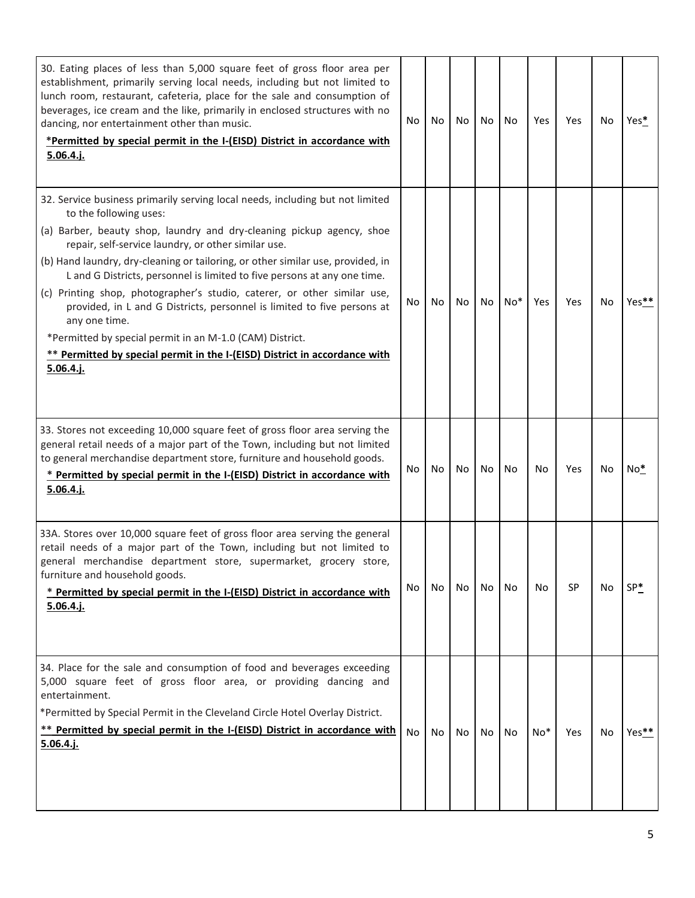| | | | | | | | | | |
|---|---|---|---|---|---|---|---|---|---|
| 30. Eating places of less than 5,000 square feet of gross floor area per establishment, primarily serving local needs, including but not limited to lunch room, restaurant, cafeteria, place for the sale and consumption of beverages, ice cream and the like, primarily in enclosed structures with no dancing, nor entertainment other than music.<br>**\*Permitted by special permit in the I-(EISD) District in accordance with 5.06.4.j.** | No | No | No | No | No | Yes | Yes | No | Yes* |
| 32. Service business primarily serving local needs, including but not limited to the following uses:<br>(a) Barber, beauty shop, laundry and dry-cleaning pickup agency, shoe repair, self-service laundry, or other similar use.<br>(b) Hand laundry, dry-cleaning or tailoring, or other similar use, provided, in L and G Districts, personnel is limited to five persons at any one time.<br>(c) Printing shop, photographer's studio, caterer, or other similar use, provided, in L and G Districts, personnel is limited to five persons at any one time.<br>*Permitted by special permit in an M-1.0 (CAM) District.<br>**\*\* Permitted by special permit in the I-(EISD) District in accordance with 5.06.4.j.** | No | No | No | No | No* | Yes | Yes | No | Yes** |
| 33. Stores not exceeding 10,000 square feet of gross floor area serving the general retail needs of a major part of the Town, including but not limited to general merchandise department store, furniture and household goods.<br>**\* Permitted by special permit in the I-(EISD) District in accordance with 5.06.4.j.** | No | No | No | No | No | No | Yes | No | No* |
| 33A. Stores over 10,000 square feet of gross floor area serving the general retail needs of a major part of the Town, including but not limited to general merchandise department store, supermarket, grocery store, furniture and household goods.<br>**\* Permitted by special permit in the I-(EISD) District in accordance with 5.06.4.j.** | No | No | No | No | No | No | SP | No | SP* |
| 34. Place for the sale and consumption of food and beverages exceeding 5,000 square feet of gross floor area, or providing dancing and entertainment.<br>*Permitted by Special Permit in the Cleveland Circle Hotel Overlay District.<br>**\*\* Permitted by special permit in the I-(EISD) District in accordance with 5.06.4.j.** | No | No | No | No | No | No* | Yes | No | Yes** |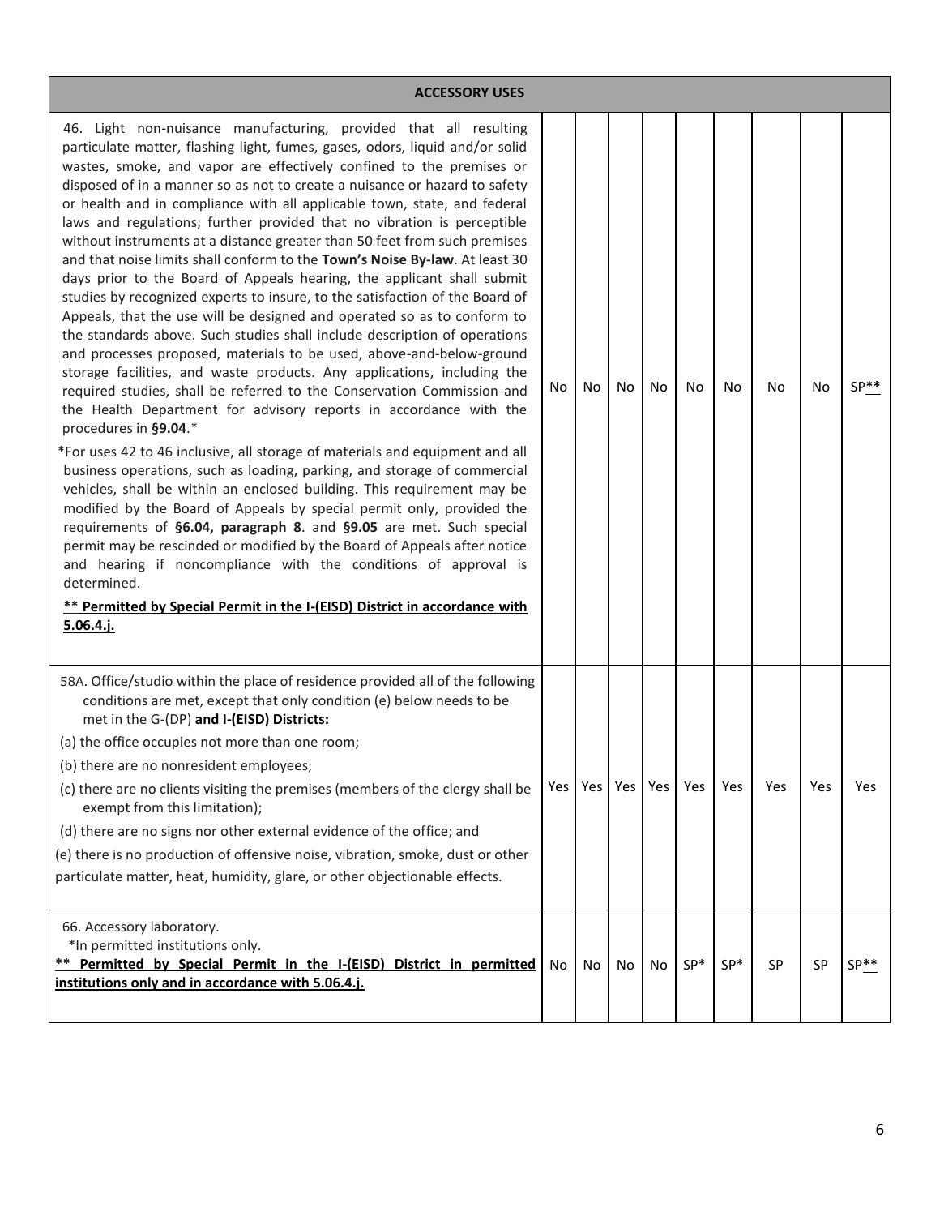| ACCESSORY USES | | | | | | | | | |
|---|---|---|---|---|---|---|---|---|---|
| 46. Light non-nuisance manufacturing, provided that all resulting particulate matter, flashing light, fumes, gases, odors, liquid and/or solid wastes, smoke, and vapor are effectively confined to the premises or disposed of in a manner so as not to create a nuisance or hazard to safety or health and in compliance with all applicable town, state, and federal laws and regulations; further provided that no vibration is perceptible without instruments at a distance greater than 50 feet from such premises and that noise limits shall conform to the **Town's Noise By-law**. At least 30 days prior to the Board of Appeals hearing, the applicant shall submit studies by recognized experts to insure, to the satisfaction of the Board of Appeals, that the use will be designed and operated so as to conform to the standards above. Such studies shall include description of operations and processes proposed, materials to be used, above-and-below-ground storage facilities, and waste products. Any applications, including the required studies, shall be referred to the Conservation Commission and the Health Department for advisory reports in accordance with the procedures in **§9.04**.*<br><br>*For uses 42 to 46 inclusive, all storage of materials and equipment and all business operations, such as loading, parking, and storage of commercial vehicles, shall be within an enclosed building. This requirement may be modified by the Board of Appeals by special permit only, provided the requirements of **§6.04, paragraph 8**. and **§9.05** are met. Such special permit may be rescinded or modified by the Board of Appeals after notice and hearing if noncompliance with the conditions of approval is determined.<br><br>**** Permitted by Special Permit in the I-(EISD) District in accordance with 5.06.4.j.** | No | No | No | No | No | No | No | No | SP** |
| 58A. Office/studio within the place of residence provided all of the following conditions are met, except that only condition (e) below needs to be met in the G-(DP) **and I-(EISD) Districts:**<br>(a) the office occupies not more than one room;<br>(b) there are no nonresident employees;<br>(c) there are no clients visiting the premises (members of the clergy shall be exempt from this limitation);<br>(d) there are no signs nor other external evidence of the office; and<br>(e) there is no production of offensive noise, vibration, smoke, dust or other particulate matter, heat, humidity, glare, or other objectionable effects. | Yes | Yes | Yes | Yes | Yes | Yes | Yes | Yes | Yes |
| 66. Accessory laboratory.<br>*In permitted institutions only.<br>**** Permitted by Special Permit in the I-(EISD) District in permitted institutions only and in accordance with 5.06.4.j.** | No | No | No | No | SP* | SP* | SP | SP | SP** |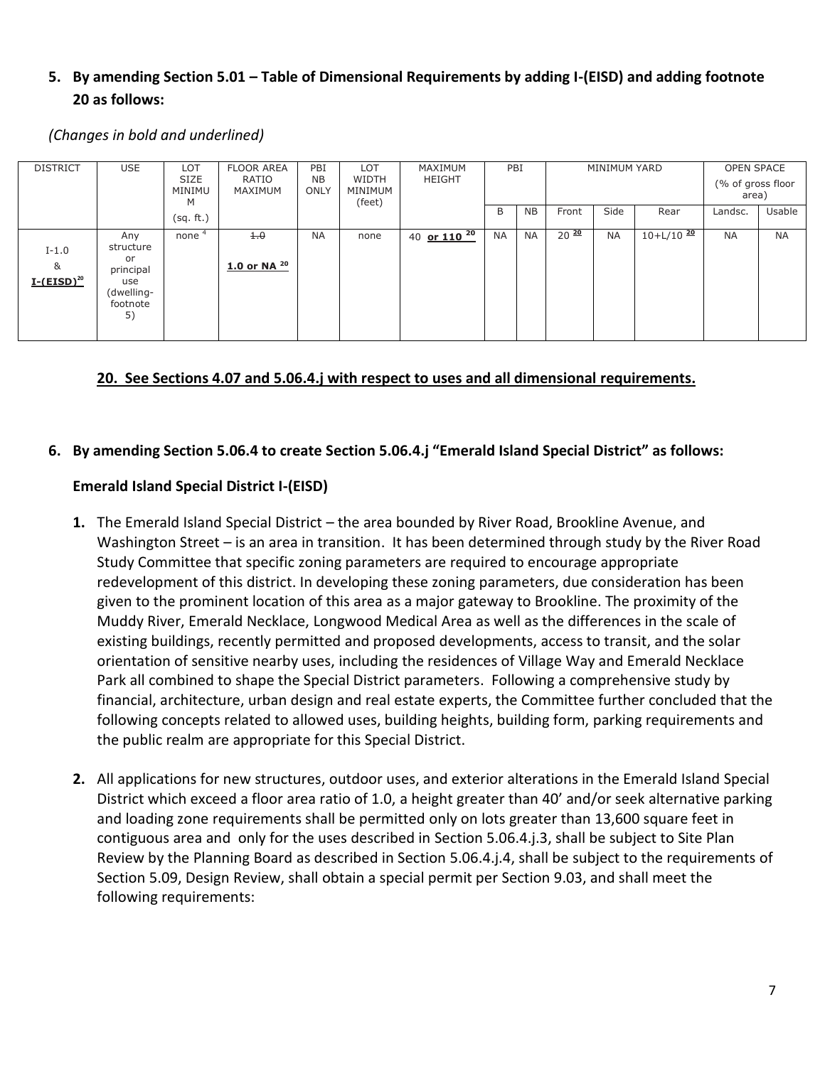**5. By amending Section 5.01 – Table of Dimensional Requirements by adding I-(EISD) and adding footnote 20 as follows:**

*(Changes in bold and underlined)*

| DISTRICT | USE | LOT SIZE MINIMUM (sq. ft.) | FLOOR AREA RATIO MAXIMUM | PBI NB ONLY | LOT WIDTH MINIMUM (feet) | MAXIMUM HEIGHT | PBI | | MINIMUM YARD | | | OPEN SPACE (% of gross floor area) | |
|---|---|---|---|---|---|---|---|---|---|---|---|---|---|
| | | | | | | | B | NB | Front | Side | Rear | Landsc. | Usable |
| I-1.0 & **<u>I-(EISD)</u>**[20] | Any structure or principal use (dwelling-footnote 5) | none [4] | ~~1.0~~ **1.0 or NA** [20] | NA | none | 40 **<u>or 110</u>** [20] | NA | NA | 20 **<u>[20]</u>** | NA | 10+L/10 **<u>[20]</u>** | NA | NA |

**<u>20. See Sections 4.07 and 5.06.4.j with respect to uses and all dimensional requirements.</u>**

**6. By amending Section 5.06.4 to create Section 5.06.4.j "Emerald Island Special District" as follows:**

**Emerald Island Special District I-(EISD)**

**1.** The Emerald Island Special District – the area bounded by River Road, Brookline Avenue, and Washington Street – is an area in transition. It has been determined through study by the River Road Study Committee that specific zoning parameters are required to encourage appropriate redevelopment of this district. In developing these zoning parameters, due consideration has been given to the prominent location of this area as a major gateway to Brookline. The proximity of the Muddy River, Emerald Necklace, Longwood Medical Area as well as the differences in the scale of existing buildings, recently permitted and proposed developments, access to transit, and the solar orientation of sensitive nearby uses, including the residences of Village Way and Emerald Necklace Park all combined to shape the Special District parameters. Following a comprehensive study by financial, architecture, urban design and real estate experts, the Committee further concluded that the following concepts related to allowed uses, building heights, building form, parking requirements and the public realm are appropriate for this Special District.

**2.** All applications for new structures, outdoor uses, and exterior alterations in the Emerald Island Special District which exceed a floor area ratio of 1.0, a height greater than 40' and/or seek alternative parking and loading zone requirements shall be permitted only on lots greater than 13,600 square feet in contiguous area and only for the uses described in Section 5.06.4.j.3, shall be subject to Site Plan Review by the Planning Board as described in Section 5.06.4.j.4, shall be subject to the requirements of Section 5.09, Design Review, shall obtain a special permit per Section 9.03, and shall meet the following requirements: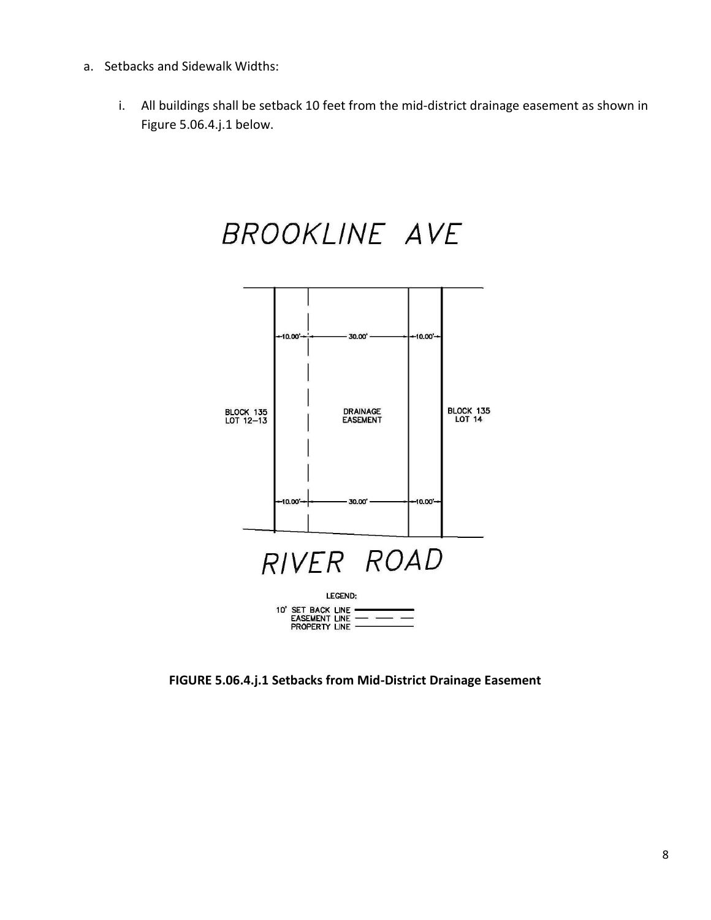a. Setbacks and Sidewalk Widths:

    i. All buildings shall be setback 10 feet from the mid-district drainage easement as shown in Figure 5.06.4.j.1 below.

**FIGURE 5.06.4.j.1 Setbacks from Mid-District Drainage Easement**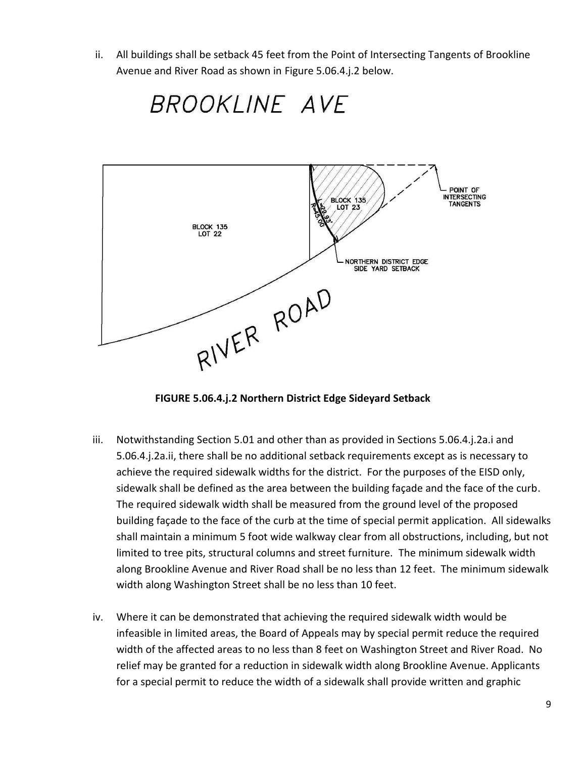ii. All buildings shall be setback 45 feet from the Point of Intersecting Tangents of Brookline Avenue and River Road as shown in Figure 5.06.4.j.2 below.

BROOKLINE AVE

BLOCK 135 LOT 22

BLOCK 135 LOT 23

L=29.93' R=45.00'

POINT OF INTERSECTING TANGENTS

NORTHERN DISTRICT EDGE SIDE YARD SETBACK

RIVER ROAD

**FIGURE 5.06.4.j.2 Northern District Edge Sideyard Setback**

iii. Notwithstanding Section 5.01 and other than as provided in Sections 5.06.4.j.2a.i and 5.06.4.j.2a.ii, there shall be no additional setback requirements except as is necessary to achieve the required sidewalk widths for the district. For the purposes of the EISD only, sidewalk shall be defined as the area between the building façade and the face of the curb. The required sidewalk width shall be measured from the ground level of the proposed building façade to the face of the curb at the time of special permit application. All sidewalks shall maintain a minimum 5 foot wide walkway clear from all obstructions, including, but not limited to tree pits, structural columns and street furniture. The minimum sidewalk width along Brookline Avenue and River Road shall be no less than 12 feet. The minimum sidewalk width along Washington Street shall be no less than 10 feet.

iv. Where it can be demonstrated that achieving the required sidewalk width would be infeasible in limited areas, the Board of Appeals may by special permit reduce the required width of the affected areas to no less than 8 feet on Washington Street and River Road. No relief may be granted for a reduction in sidewalk width along Brookline Avenue. Applicants for a special permit to reduce the width of a sidewalk shall provide written and graphic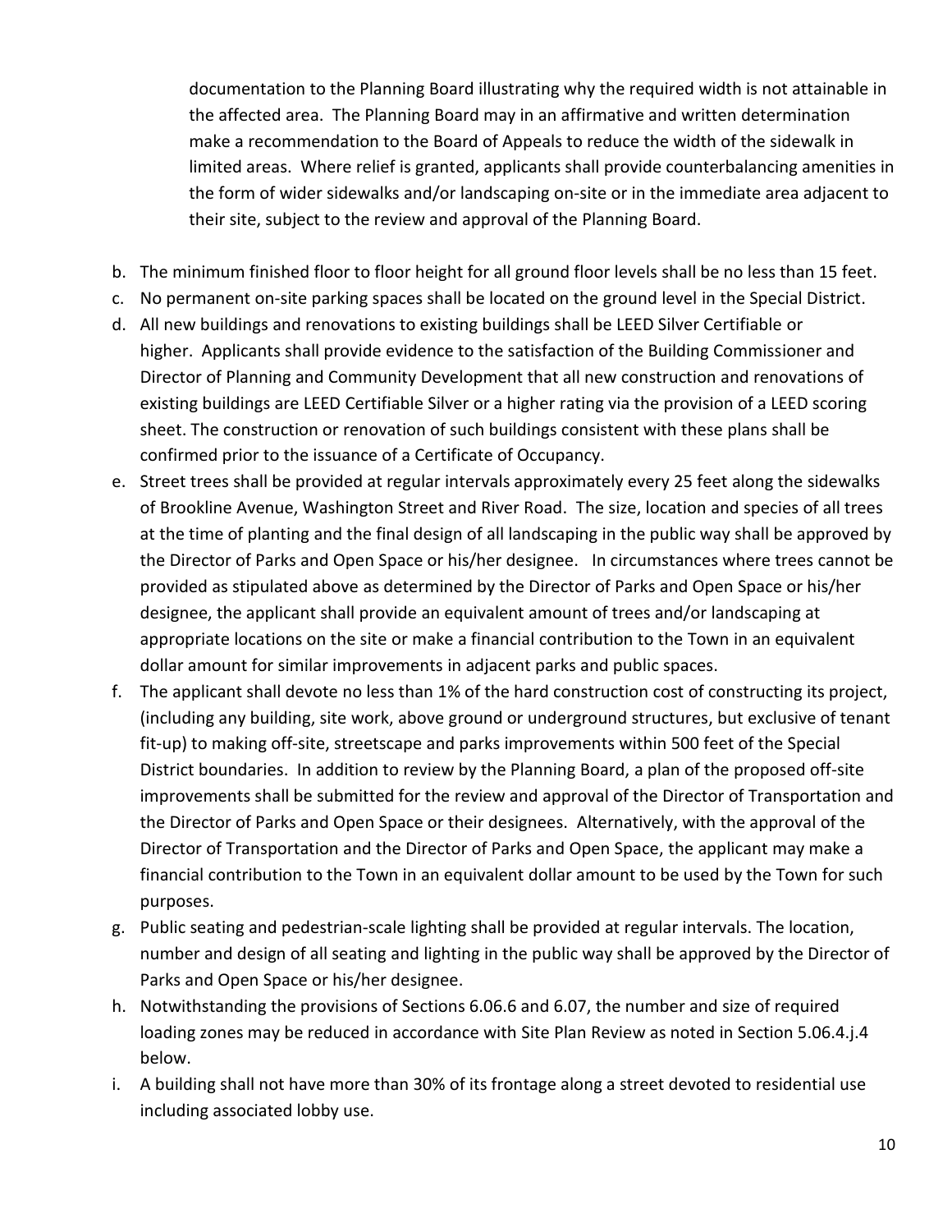documentation to the Planning Board illustrating why the required width is not attainable in the affected area. The Planning Board may in an affirmative and written determination make a recommendation to the Board of Appeals to reduce the width of the sidewalk in limited areas. Where relief is granted, applicants shall provide counterbalancing amenities in the form of wider sidewalks and/or landscaping on-site or in the immediate area adjacent to their site, subject to the review and approval of the Planning Board.

b. The minimum finished floor to floor height for all ground floor levels shall be no less than 15 feet.
c. No permanent on-site parking spaces shall be located on the ground level in the Special District.
d. All new buildings and renovations to existing buildings shall be LEED Silver Certifiable or higher. Applicants shall provide evidence to the satisfaction of the Building Commissioner and Director of Planning and Community Development that all new construction and renovations of existing buildings are LEED Certifiable Silver or a higher rating via the provision of a LEED scoring sheet. The construction or renovation of such buildings consistent with these plans shall be confirmed prior to the issuance of a Certificate of Occupancy.
e. Street trees shall be provided at regular intervals approximately every 25 feet along the sidewalks of Brookline Avenue, Washington Street and River Road. The size, location and species of all trees at the time of planting and the final design of all landscaping in the public way shall be approved by the Director of Parks and Open Space or his/her designee. In circumstances where trees cannot be provided as stipulated above as determined by the Director of Parks and Open Space or his/her designee, the applicant shall provide an equivalent amount of trees and/or landscaping at appropriate locations on the site or make a financial contribution to the Town in an equivalent dollar amount for similar improvements in adjacent parks and public spaces.
f. The applicant shall devote no less than 1% of the hard construction cost of constructing its project, (including any building, site work, above ground or underground structures, but exclusive of tenant fit-up) to making off-site, streetscape and parks improvements within 500 feet of the Special District boundaries. In addition to review by the Planning Board, a plan of the proposed off-site improvements shall be submitted for the review and approval of the Director of Transportation and the Director of Parks and Open Space or their designees. Alternatively, with the approval of the Director of Transportation and the Director of Parks and Open Space, the applicant may make a financial contribution to the Town in an equivalent dollar amount to be used by the Town for such purposes.
g. Public seating and pedestrian-scale lighting shall be provided at regular intervals. The location, number and design of all seating and lighting in the public way shall be approved by the Director of Parks and Open Space or his/her designee.
h. Notwithstanding the provisions of Sections 6.06.6 and 6.07, the number and size of required loading zones may be reduced in accordance with Site Plan Review as noted in Section 5.06.4.j.4 below.
i. A building shall not have more than 30% of its frontage along a street devoted to residential use including associated lobby use.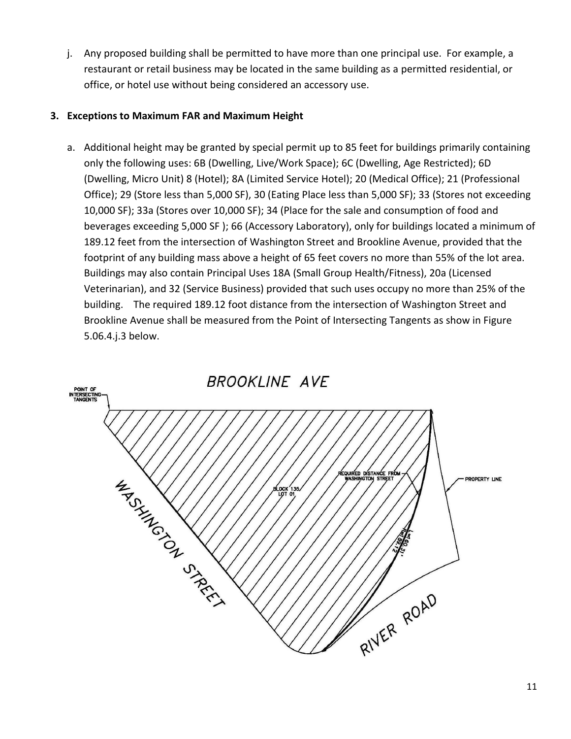j. Any proposed building shall be permitted to have more than one principal use. For example, a restaurant or retail business may be located in the same building as a permitted residential, or office, or hotel use without being considered an accessory use.

**3. Exceptions to Maximum FAR and Maximum Height**

a. Additional height may be granted by special permit up to 85 feet for buildings primarily containing only the following uses: 6B (Dwelling, Live/Work Space); 6C (Dwelling, Age Restricted); 6D (Dwelling, Micro Unit) 8 (Hotel); 8A (Limited Service Hotel); 20 (Medical Office); 21 (Professional Office); 29 (Store less than 5,000 SF), 30 (Eating Place less than 5,000 SF); 33 (Stores not exceeding 10,000 SF); 33a (Stores over 10,000 SF); 34 (Place for the sale and consumption of food and beverages exceeding 5,000 SF ); 66 (Accessory Laboratory), only for buildings located a minimum of 189.12 feet from the intersection of Washington Street and Brookline Avenue, provided that the footprint of any building mass above a height of 65 feet covers no more than 55% of the lot area. Buildings may also contain Principal Uses 18A (Small Group Health/Fitness), 20a (Licensed Veterinarian), and 32 (Service Business) provided that such uses occupy no more than 25% of the building. The required 189.12 foot distance from the intersection of Washington Street and Brookline Avenue shall be measured from the Point of Intersecting Tangents as show in Figure 5.06.4.j.3 below.

BROOKLINE AVE

POINT OF INTERSECTING TANGENTS

WASHINGTON STREET

BLOCK 135, LOT 01

REQUIRED DISTANCE FROM WASHINGTON STREET

PROPERTY LINE

L=160.31'
R=189.12

RIVER ROAD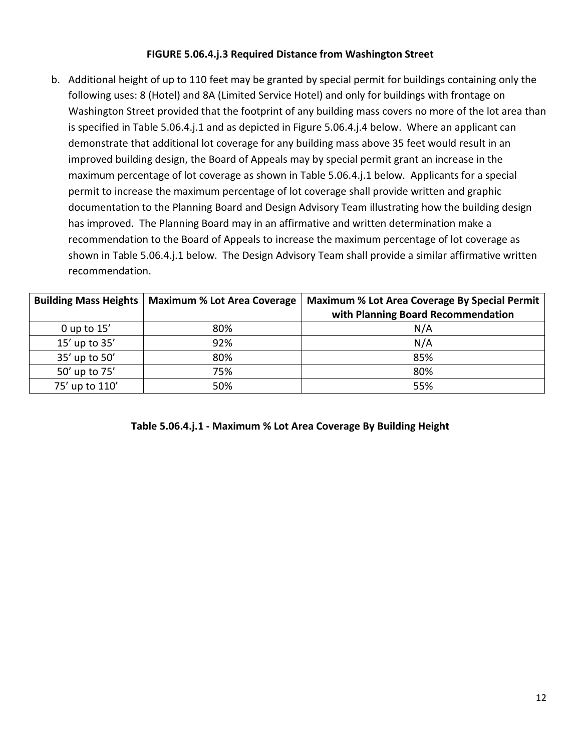**FIGURE 5.06.4.j.3 Required Distance from Washington Street**

b. Additional height of up to 110 feet may be granted by special permit for buildings containing only the following uses: 8 (Hotel) and 8A (Limited Service Hotel) and only for buildings with frontage on Washington Street provided that the footprint of any building mass covers no more of the lot area than is specified in Table 5.06.4.j.1 and as depicted in Figure 5.06.4.j.4 below. Where an applicant can demonstrate that additional lot coverage for any building mass above 35 feet would result in an improved building design, the Board of Appeals may by special permit grant an increase in the maximum percentage of lot coverage as shown in Table 5.06.4.j.1 below. Applicants for a special permit to increase the maximum percentage of lot coverage shall provide written and graphic documentation to the Planning Board and Design Advisory Team illustrating how the building design has improved. The Planning Board may in an affirmative and written determination make a recommendation to the Board of Appeals to increase the maximum percentage of lot coverage as shown in Table 5.06.4.j.1 below. The Design Advisory Team shall provide a similar affirmative written recommendation.

| Building Mass Heights | Maximum % Lot Area Coverage | Maximum % Lot Area Coverage By Special Permit with Planning Board Recommendation |
|---|---|---|
| 0 up to 15’ | 80% | N/A |
| 15’ up to 35’ | 92% | N/A |
| 35’ up to 50’ | 80% | 85% |
| 50’ up to 75’ | 75% | 80% |
| 75’ up to 110’ | 50% | 55% |

**Table 5.06.4.j.1 - Maximum % Lot Area Coverage By Building Height**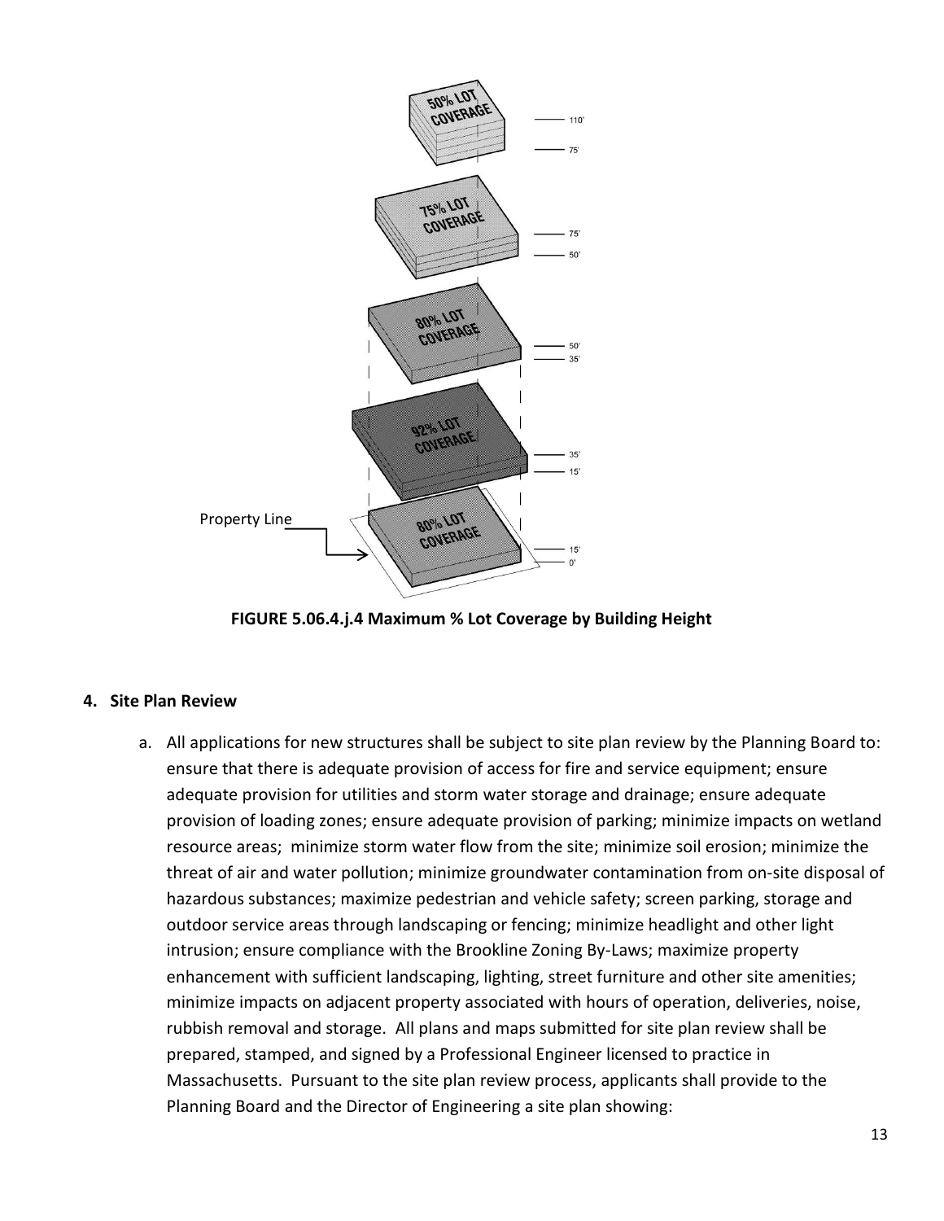**FIGURE 5.06.4.j.4 Maximum % Lot Coverage by Building Height**

**4. Site Plan Review**

a. All applications for new structures shall be subject to site plan review by the Planning Board to: ensure that there is adequate provision of access for fire and service equipment; ensure adequate provision for utilities and storm water storage and drainage; ensure adequate provision of loading zones; ensure adequate provision of parking; minimize impacts on wetland resource areas; minimize storm water flow from the site; minimize soil erosion; minimize the threat of air and water pollution; minimize groundwater contamination from on-site disposal of hazardous substances; maximize pedestrian and vehicle safety; screen parking, storage and outdoor service areas through landscaping or fencing; minimize headlight and other light intrusion; ensure compliance with the Brookline Zoning By-Laws; maximize property enhancement with sufficient landscaping, lighting, street furniture and other site amenities; minimize impacts on adjacent property associated with hours of operation, deliveries, noise, rubbish removal and storage. All plans and maps submitted for site plan review shall be prepared, stamped, and signed by a Professional Engineer licensed to practice in Massachusetts. Pursuant to the site plan review process, applicants shall provide to the Planning Board and the Director of Engineering a site plan showing: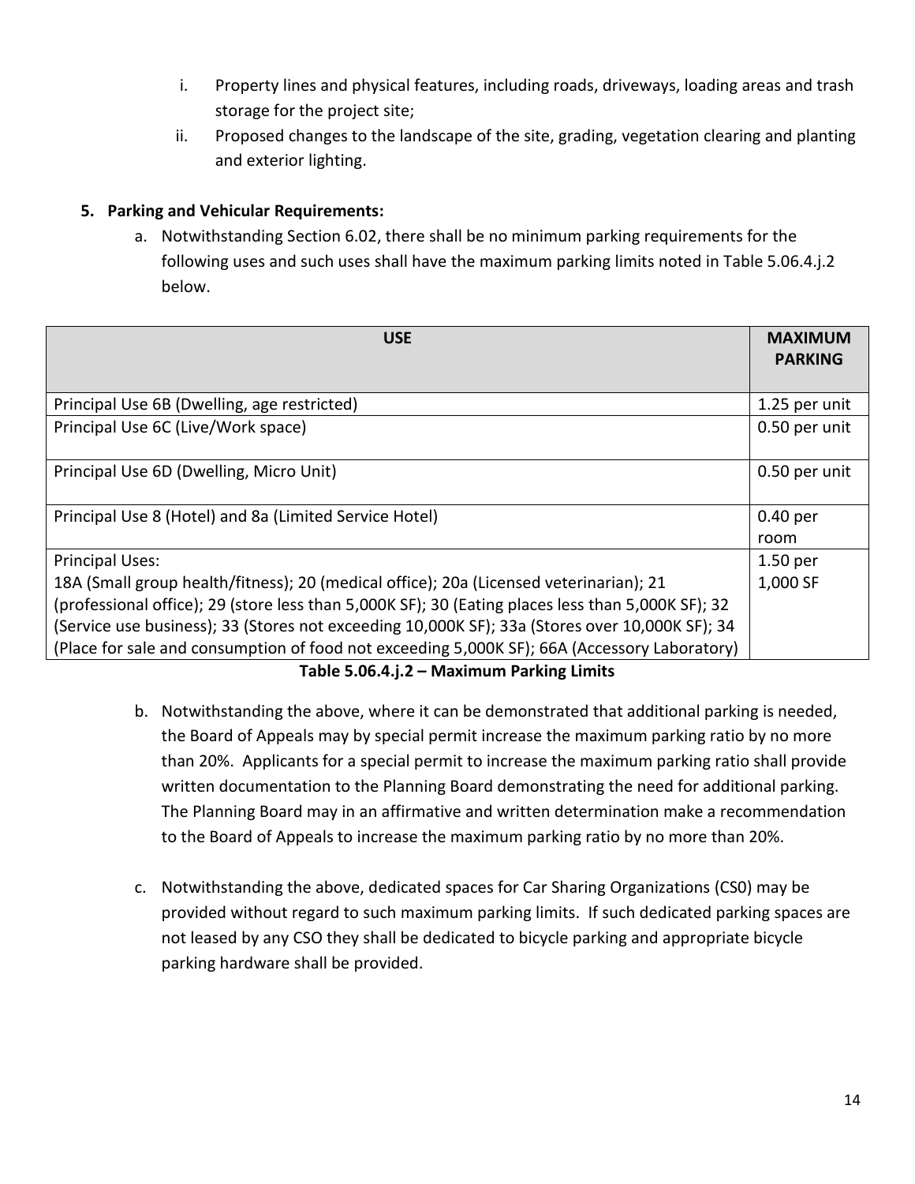i. Property lines and physical features, including roads, driveways, loading areas and trash storage for the project site;
ii. Proposed changes to the landscape of the site, grading, vegetation clearing and planting and exterior lighting.

**5. Parking and Vehicular Requirements:**

a. Notwithstanding Section 6.02, there shall be no minimum parking requirements for the following uses and such uses shall have the maximum parking limits noted in Table 5.06.4.j.2 below.

| USE | MAXIMUM PARKING |
|---|---|
| Principal Use 6B (Dwelling, age restricted) | 1.25 per unit |
| Principal Use 6C (Live/Work space) | 0.50 per unit |
| Principal Use 6D (Dwelling, Micro Unit) | 0.50 per unit |
| Principal Use 8 (Hotel) and 8a (Limited Service Hotel) | 0.40 per room |
| Principal Uses: 18A (Small group health/fitness); 20 (medical office); 20a (Licensed veterinarian); 21 (professional office); 29 (store less than 5,000K SF); 30 (Eating places less than 5,000K SF); 32 (Service use business); 33 (Stores not exceeding 10,000K SF); 33a (Stores over 10,000K SF); 34 (Place for sale and consumption of food not exceeding 5,000K SF); 66A (Accessory Laboratory) | 1.50 per 1,000 SF |

**Table 5.06.4.j.2 – Maximum Parking Limits**

b. Notwithstanding the above, where it can be demonstrated that additional parking is needed, the Board of Appeals may by special permit increase the maximum parking ratio by no more than 20%. Applicants for a special permit to increase the maximum parking ratio shall provide written documentation to the Planning Board demonstrating the need for additional parking. The Planning Board may in an affirmative and written determination make a recommendation to the Board of Appeals to increase the maximum parking ratio by no more than 20%.

c. Notwithstanding the above, dedicated spaces for Car Sharing Organizations (CS0) may be provided without regard to such maximum parking limits. If such dedicated parking spaces are not leased by any CSO they shall be dedicated to bicycle parking and appropriate bicycle parking hardware shall be provided.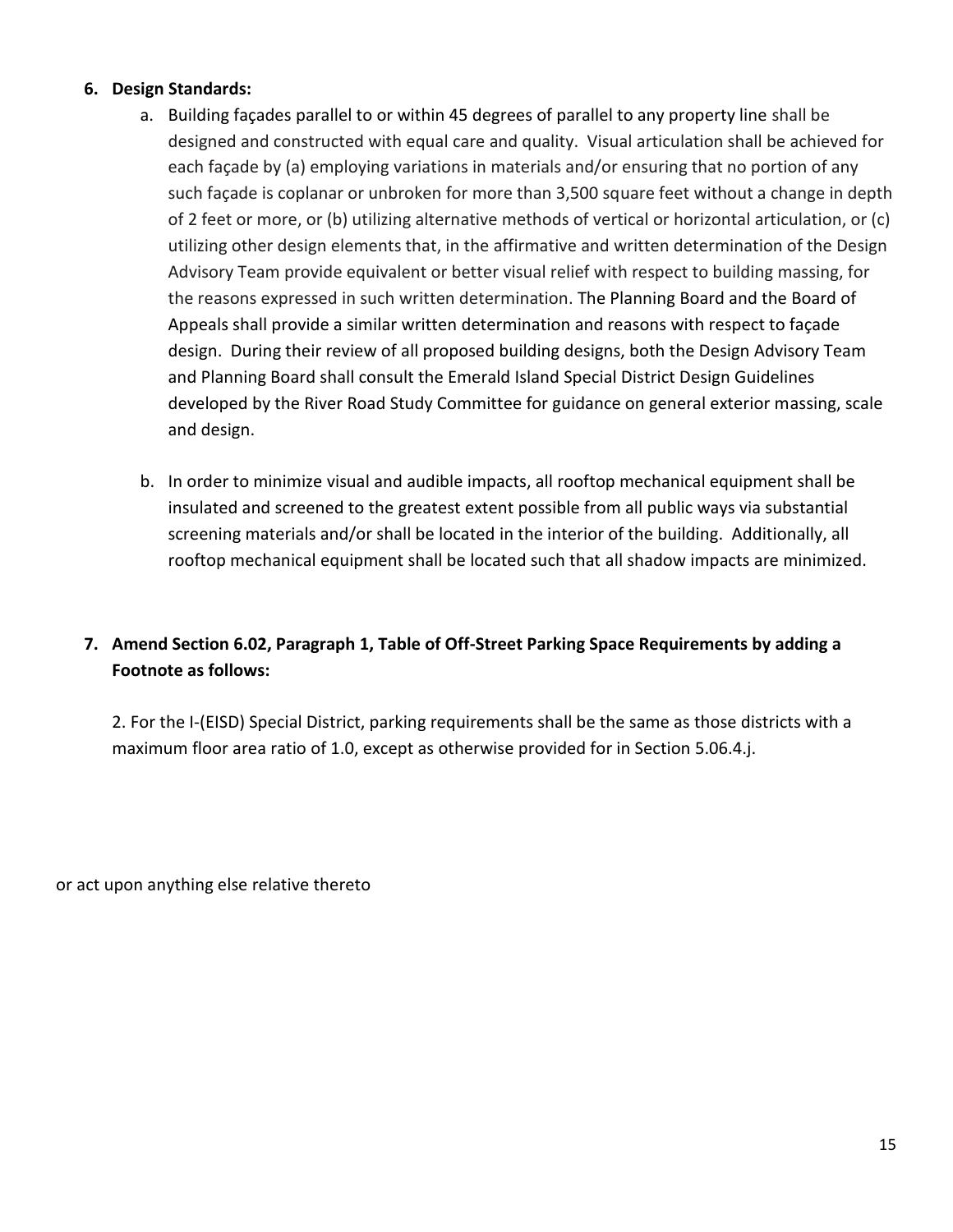6. **Design Standards:**
   a. Building façades parallel to or within 45 degrees of parallel to any property line shall be designed and constructed with equal care and quality. Visual articulation shall be achieved for each façade by (a) employing variations in materials and/or ensuring that no portion of any such façade is coplanar or unbroken for more than 3,500 square feet without a change in depth of 2 feet or more, or (b) utilizing alternative methods of vertical or horizontal articulation, or (c) utilizing other design elements that, in the affirmative and written determination of the Design Advisory Team provide equivalent or better visual relief with respect to building massing, for the reasons expressed in such written determination. The Planning Board and the Board of Appeals shall provide a similar written determination and reasons with respect to façade design. During their review of all proposed building designs, both the Design Advisory Team and Planning Board shall consult the Emerald Island Special District Design Guidelines developed by the River Road Study Committee for guidance on general exterior massing, scale and design.

   b. In order to minimize visual and audible impacts, all rooftop mechanical equipment shall be insulated and screened to the greatest extent possible from all public ways via substantial screening materials and/or shall be located in the interior of the building. Additionally, all rooftop mechanical equipment shall be located such that all shadow impacts are minimized.

7. **Amend Section 6.02, Paragraph 1, Table of Off-Street Parking Space Requirements by adding a Footnote as follows:**

   2. For the I-(EISD) Special District, parking requirements shall be the same as those districts with a maximum floor area ratio of 1.0, except as otherwise provided for in Section 5.06.4.j.

or act upon anything else relative thereto